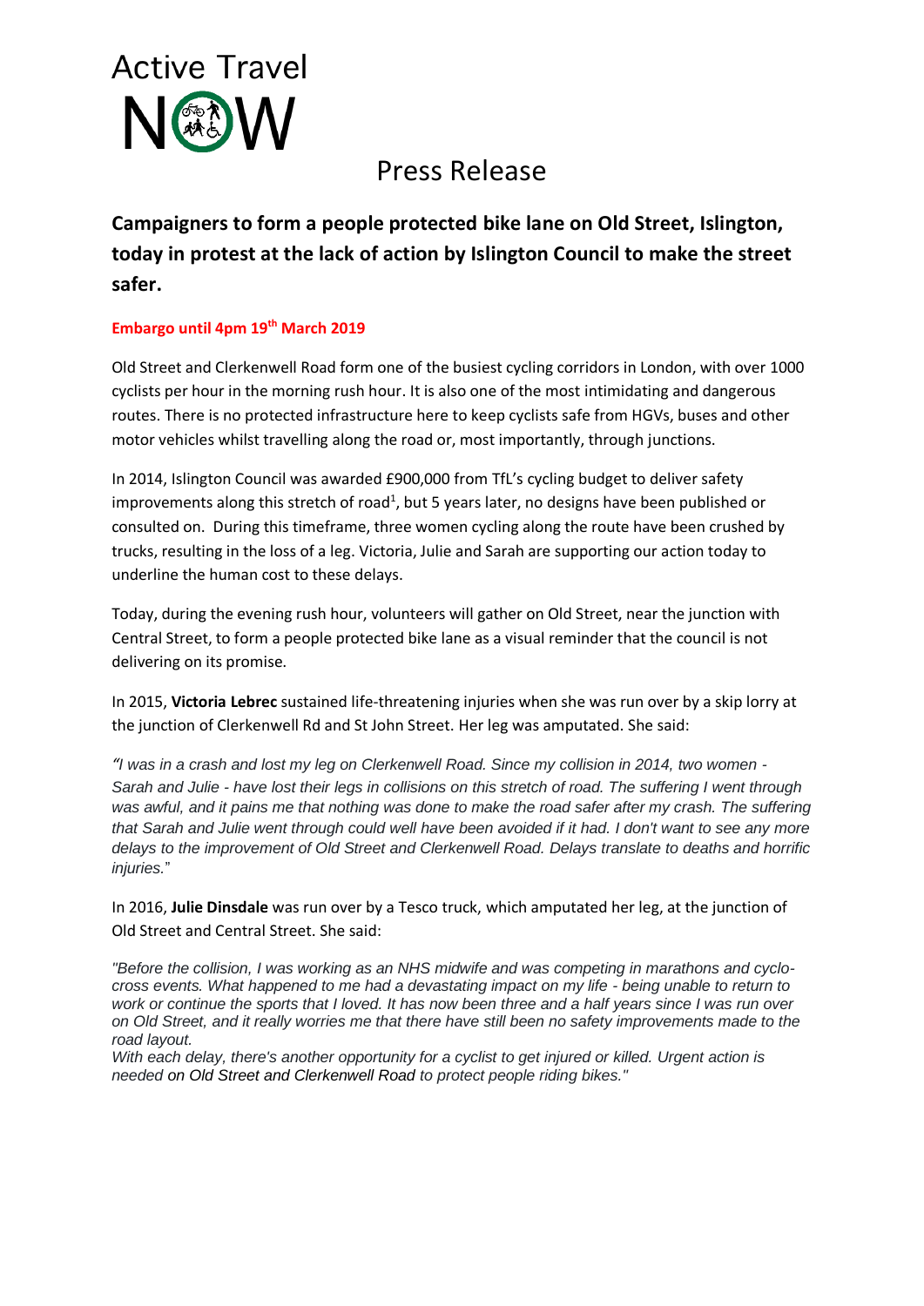Active Travel

NOW

Press Release

## Campaigners to form a people protected bike lane on Old Street, Islington, today in protest at the lack of action by Islington Council to make the street safer.

**Embargo until 4pm 19th March 2019**

Old Street and Clerkenwell Road form one of the busiest cycling corridors in London, with over 1000 cyclists per hour in the morning rush hour. It is also one of the most intimidating and dangerous routes. There is no protected infrastructure here to keep cyclists safe from HGVs, buses and other motor vehicles whilst travelling along the road or, most importantly, through junctions.

In 2014, Islington Council was awarded £900,000 from TfL's cycling budget to deliver safety improvements along this stretch of road[1], but 5 years later, no designs have been published or consulted on. During this timeframe, three women cycling along the route have been crushed by trucks, resulting in the loss of a leg. Victoria, Julie and Sarah are supporting our action today to underline the human cost to these delays.

Today, during the evening rush hour, volunteers will gather on Old Street, near the junction with Central Street, to form a people protected bike lane as a visual reminder that the council is not delivering on its promise.

In 2015, **Victoria Lebrec** sustained life-threatening injuries when she was run over by a skip lorry at the junction of Clerkenwell Rd and St John Street. Her leg was amputated. She said:

*"I was in a crash and lost my leg on Clerkenwell Road. Since my collision in 2014, two women - Sarah and Julie - have lost their legs in collisions on this stretch of road. The suffering I went through was awful, and it pains me that nothing was done to make the road safer after my crash. The suffering that Sarah and Julie went through could well have been avoided if it had. I don't want to see any more delays to the improvement of Old Street and Clerkenwell Road. Delays translate to deaths and horrific injuries."*

In 2016, **Julie Dinsdale** was run over by a Tesco truck, which amputated her leg, at the junction of Old Street and Central Street. She said:

*"Before the collision, I was working as an NHS midwife and was competing in marathons and cyclo-cross events. What happened to me had a devastating impact on my life - being unable to return to work or continue the sports that I loved. It has now been three and a half years since I was run over on Old Street, and it really worries me that there have still been no safety improvements made to the road layout.*

*With each delay, there's another opportunity for a cyclist to get injured or killed. Urgent action is needed on Old Street and Clerkenwell Road to protect people riding bikes."*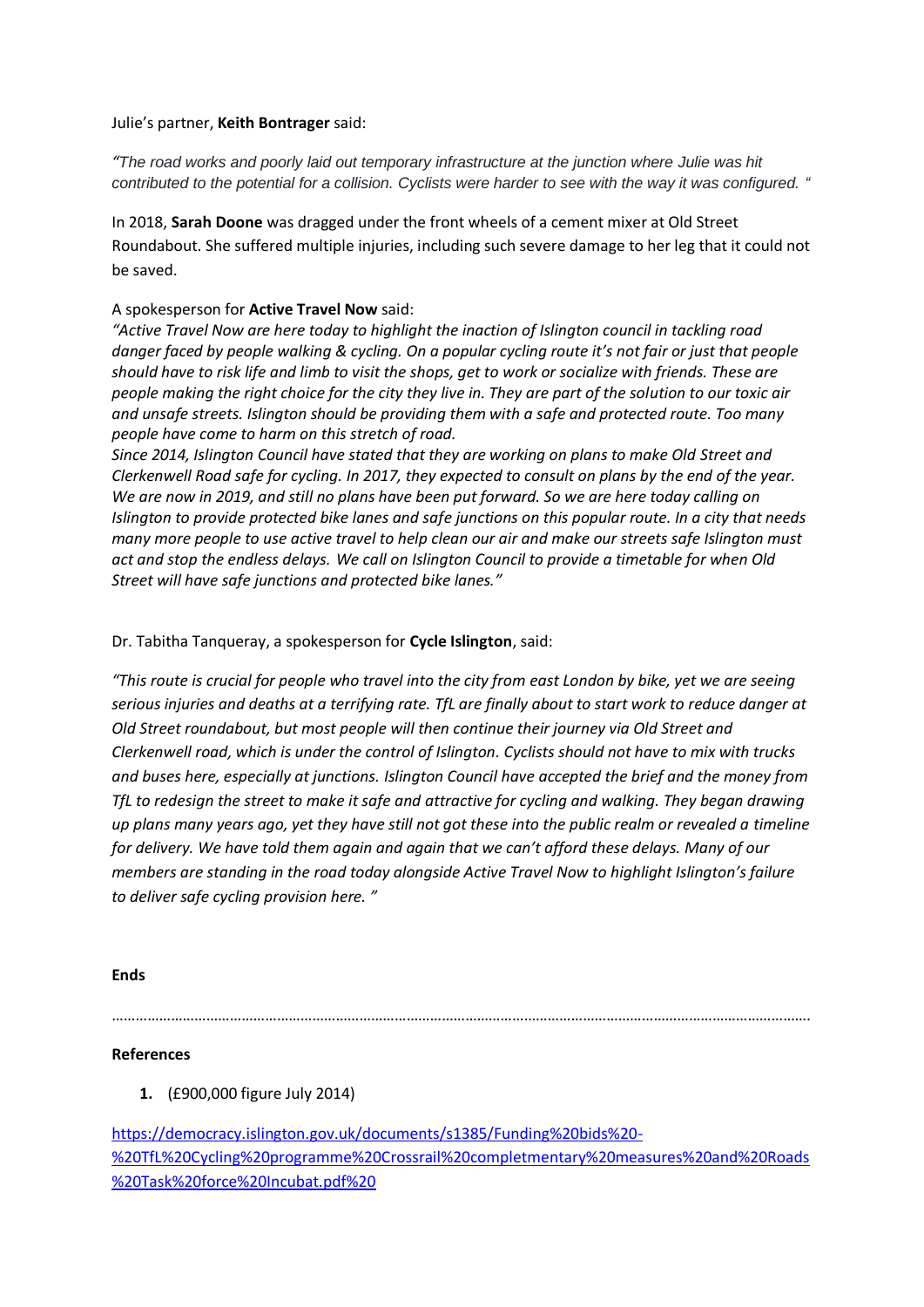Julie's partner, **Keith Bontrager** said:

*"The road works and poorly laid out temporary infrastructure at the junction where Julie was hit contributed to the potential for a collision. Cyclists were harder to see with the way it was configured. "*

In 2018, **Sarah Doone** was dragged under the front wheels of a cement mixer at Old Street Roundabout. She suffered multiple injuries, including such severe damage to her leg that it could not be saved.

A spokesperson for **Active Travel Now** said:

*"Active Travel Now are here today to highlight the inaction of Islington council in tackling road danger faced by people walking & cycling. On a popular cycling route it's not fair or just that people should have to risk life and limb to visit the shops, get to work or socialize with friends. These are people making the right choice for the city they live in. They are part of the solution to our toxic air and unsafe streets. Islington should be providing them with a safe and protected route. Too many people have come to harm on this stretch of road.*
*Since 2014, Islington Council have stated that they are working on plans to make Old Street and Clerkenwell Road safe for cycling. In 2017, they expected to consult on plans by the end of the year. We are now in 2019, and still no plans have been put forward. So we are here today calling on Islington to provide protected bike lanes and safe junctions on this popular route. In a city that needs many more people to use active travel to help clean our air and make our streets safe Islington must act and stop the endless delays. We call on Islington Council to provide a timetable for when Old Street will have safe junctions and protected bike lanes."*

Dr. Tabitha Tanqueray, a spokesperson for **Cycle Islington**, said:

*"This route is crucial for people who travel into the city from east London by bike, yet we are seeing serious injuries and deaths at a terrifying rate. TfL are finally about to start work to reduce danger at Old Street roundabout, but most people will then continue their journey via Old Street and Clerkenwell road, which is under the control of Islington. Cyclists should not have to mix with trucks and buses here, especially at junctions. Islington Council have accepted the brief and the money from TfL to redesign the street to make it safe and attractive for cycling and walking. They began drawing up plans many years ago, yet they have still not got these into the public realm or revealed a timeline for delivery. We have told them again and again that we can't afford these delays. Many of our members are standing in the road today alongside Active Travel Now to highlight Islington's failure to deliver safe cycling provision here. "*

**Ends**

…………………………………………………………………………………………………………………………………………………….

**References**

1. (£900,000 figure July 2014)

https://democracy.islington.gov.uk/documents/s1385/Funding%20bids%20-%20TfL%20Cycling%20programme%20Crossrail%20completmentary%20measures%20and%20Roads%20Task%20force%20Incubat.pdf%20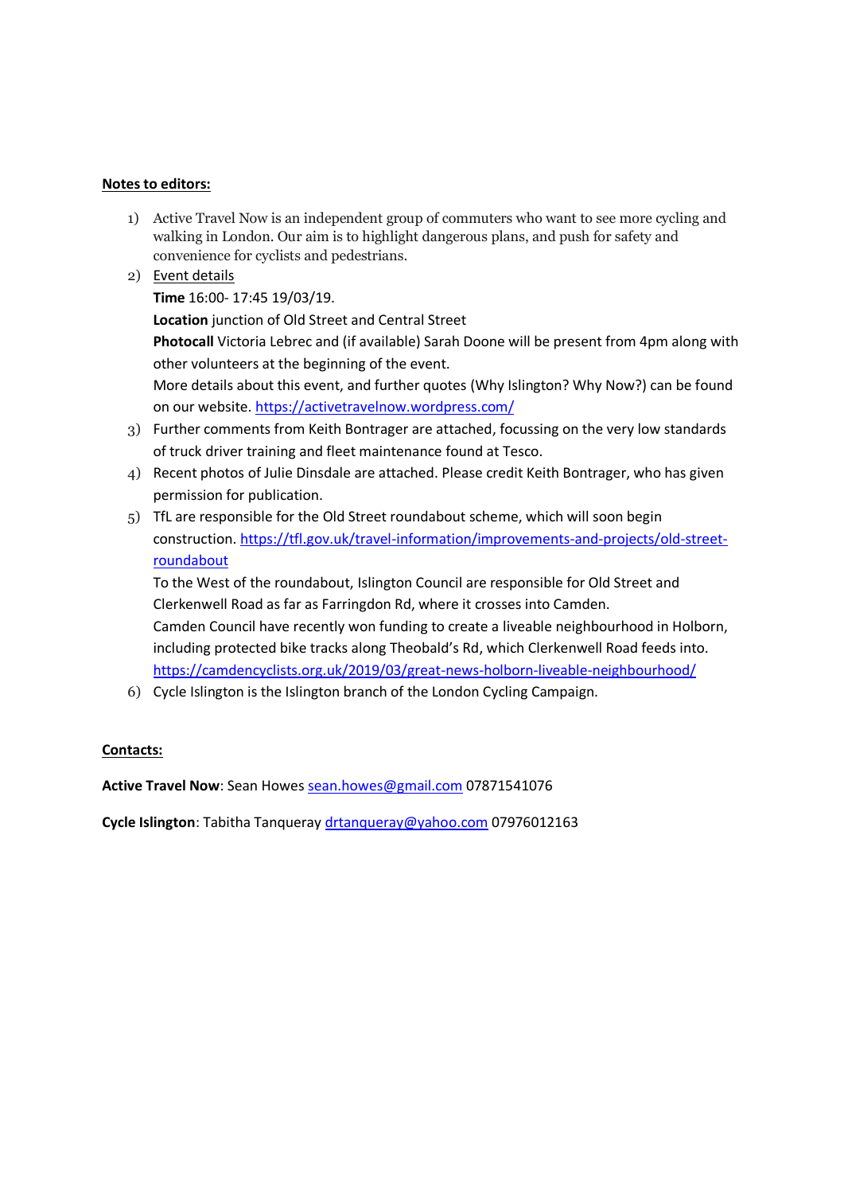**Notes to editors:**

1) Active Travel Now is an independent group of commuters who want to see more cycling and walking in London. Our aim is to highlight dangerous plans, and push for safety and convenience for cyclists and pedestrians.
2) Event details
   **Time** 16:00- 17:45 19/03/19.
   **Location** junction of Old Street and Central Street
   **Photocall** Victoria Lebrec and (if available) Sarah Doone will be present from 4pm along with other volunteers at the beginning of the event.
   More details about this event, and further quotes (Why Islington? Why Now?) can be found on our website. https://activetravelnow.wordpress.com/
3) Further comments from Keith Bontrager are attached, focussing on the very low standards of truck driver training and fleet maintenance found at Tesco.
4) Recent photos of Julie Dinsdale are attached. Please credit Keith Bontrager, who has given permission for publication.
5) TfL are responsible for the Old Street roundabout scheme, which will soon begin construction. https://tfl.gov.uk/travel-information/improvements-and-projects/old-street-roundabout
   To the West of the roundabout, Islington Council are responsible for Old Street and Clerkenwell Road as far as Farringdon Rd, where it crosses into Camden.
   Camden Council have recently won funding to create a liveable neighbourhood in Holborn, including protected bike tracks along Theobald's Rd, which Clerkenwell Road feeds into. https://camdencyclists.org.uk/2019/03/great-news-holborn-liveable-neighbourhood/
6) Cycle Islington is the Islington branch of the London Cycling Campaign.

**Contacts:**

**Active Travel Now**: Sean Howes sean.howes@gmail.com 07871541076

**Cycle Islington**: Tabitha Tanqueray drtanqueray@yahoo.com 07976012163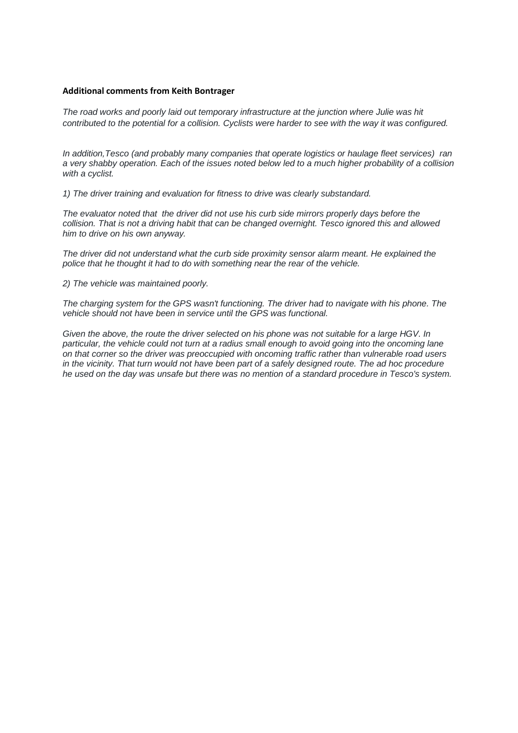**Additional comments from Keith Bontrager**

*The road works and poorly laid out temporary infrastructure at the junction where Julie was hit contributed to the potential for a collision. Cyclists were harder to see with the way it was configured.*

*In addition,Tesco (and probably many companies that operate logistics or haulage fleet services) ran a very shabby operation. Each of the issues noted below led to a much higher probability of a collision with a cyclist.*

*1) The driver training and evaluation for fitness to drive was clearly substandard.*

*The evaluator noted that the driver did not use his curb side mirrors properly days before the collision. That is not a driving habit that can be changed overnight. Tesco ignored this and allowed him to drive on his own anyway.*

*The driver did not understand what the curb side proximity sensor alarm meant. He explained the police that he thought it had to do with something near the rear of the vehicle.*

*2) The vehicle was maintained poorly.*

*The charging system for the GPS wasn't functioning. The driver had to navigate with his phone. The vehicle should not have been in service until the GPS was functional.*

*Given the above, the route the driver selected on his phone was not suitable for a large HGV. In particular, the vehicle could not turn at a radius small enough to avoid going into the oncoming lane on that corner so the driver was preoccupied with oncoming traffic rather than vulnerable road users in the vicinity. That turn would not have been part of a safely designed route. The ad hoc procedure he used on the day was unsafe but there was no mention of a standard procedure in Tesco's system.*